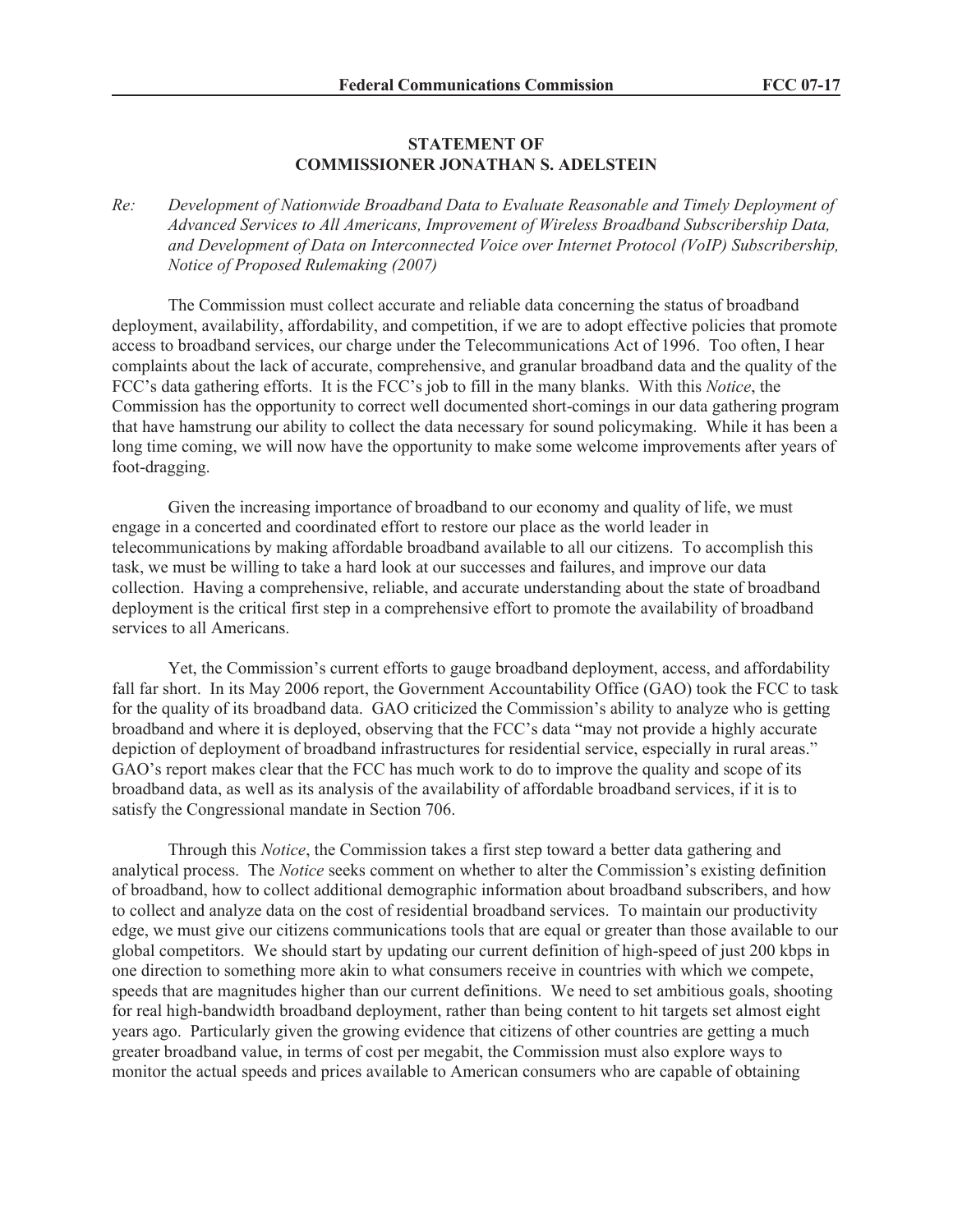**STATEMENT OF**
**COMMISSIONER JONATHAN S. ADELSTEIN**

*Re: Development of Nationwide Broadband Data to Evaluate Reasonable and Timely Deployment of Advanced Services to All Americans, Improvement of Wireless Broadband Subscribership Data, and Development of Data on Interconnected Voice over Internet Protocol (VoIP) Subscribership, Notice of Proposed Rulemaking (2007)*

The Commission must collect accurate and reliable data concerning the status of broadband deployment, availability, affordability, and competition, if we are to adopt effective policies that promote access to broadband services, our charge under the Telecommunications Act of 1996. Too often, I hear complaints about the lack of accurate, comprehensive, and granular broadband data and the quality of the FCC's data gathering efforts. It is the FCC's job to fill in the many blanks. With this *Notice*, the Commission has the opportunity to correct well documented short-comings in our data gathering program that have hamstrung our ability to collect the data necessary for sound policymaking. While it has been a long time coming, we will now have the opportunity to make some welcome improvements after years of foot-dragging.

Given the increasing importance of broadband to our economy and quality of life, we must engage in a concerted and coordinated effort to restore our place as the world leader in telecommunications by making affordable broadband available to all our citizens. To accomplish this task, we must be willing to take a hard look at our successes and failures, and improve our data collection. Having a comprehensive, reliable, and accurate understanding about the state of broadband deployment is the critical first step in a comprehensive effort to promote the availability of broadband services to all Americans.

Yet, the Commission's current efforts to gauge broadband deployment, access, and affordability fall far short. In its May 2006 report, the Government Accountability Office (GAO) took the FCC to task for the quality of its broadband data. GAO criticized the Commission's ability to analyze who is getting broadband and where it is deployed, observing that the FCC's data "may not provide a highly accurate depiction of deployment of broadband infrastructures for residential service, especially in rural areas." GAO's report makes clear that the FCC has much work to do to improve the quality and scope of its broadband data, as well as its analysis of the availability of affordable broadband services, if it is to satisfy the Congressional mandate in Section 706.

Through this *Notice*, the Commission takes a first step toward a better data gathering and analytical process. The *Notice* seeks comment on whether to alter the Commission's existing definition of broadband, how to collect additional demographic information about broadband subscribers, and how to collect and analyze data on the cost of residential broadband services. To maintain our productivity edge, we must give our citizens communications tools that are equal or greater than those available to our global competitors. We should start by updating our current definition of high-speed of just 200 kbps in one direction to something more akin to what consumers receive in countries with which we compete, speeds that are magnitudes higher than our current definitions. We need to set ambitious goals, shooting for real high-bandwidth broadband deployment, rather than being content to hit targets set almost eight years ago. Particularly given the growing evidence that citizens of other countries are getting a much greater broadband value, in terms of cost per megabit, the Commission must also explore ways to monitor the actual speeds and prices available to American consumers who are capable of obtaining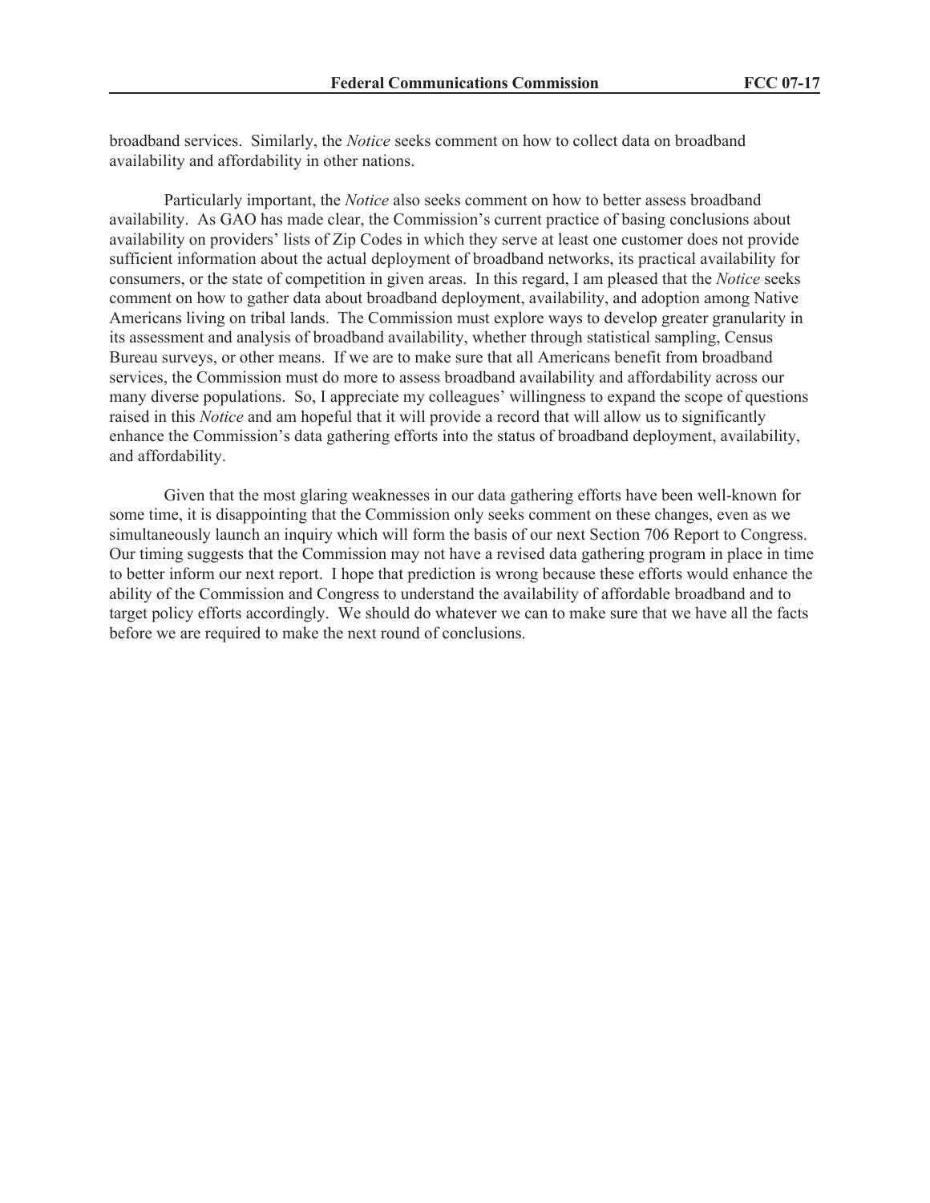broadband services. Similarly, the *Notice* seeks comment on how to collect data on broadband availability and affordability in other nations.

Particularly important, the *Notice* also seeks comment on how to better assess broadband availability. As GAO has made clear, the Commission's current practice of basing conclusions about availability on providers' lists of Zip Codes in which they serve at least one customer does not provide sufficient information about the actual deployment of broadband networks, its practical availability for consumers, or the state of competition in given areas. In this regard, I am pleased that the *Notice* seeks comment on how to gather data about broadband deployment, availability, and adoption among Native Americans living on tribal lands. The Commission must explore ways to develop greater granularity in its assessment and analysis of broadband availability, whether through statistical sampling, Census Bureau surveys, or other means. If we are to make sure that all Americans benefit from broadband services, the Commission must do more to assess broadband availability and affordability across our many diverse populations. So, I appreciate my colleagues' willingness to expand the scope of questions raised in this *Notice* and am hopeful that it will provide a record that will allow us to significantly enhance the Commission's data gathering efforts into the status of broadband deployment, availability, and affordability.

Given that the most glaring weaknesses in our data gathering efforts have been well-known for some time, it is disappointing that the Commission only seeks comment on these changes, even as we simultaneously launch an inquiry which will form the basis of our next Section 706 Report to Congress. Our timing suggests that the Commission may not have a revised data gathering program in place in time to better inform our next report. I hope that prediction is wrong because these efforts would enhance the ability of the Commission and Congress to understand the availability of affordable broadband and to target policy efforts accordingly. We should do whatever we can to make sure that we have all the facts before we are required to make the next round of conclusions.